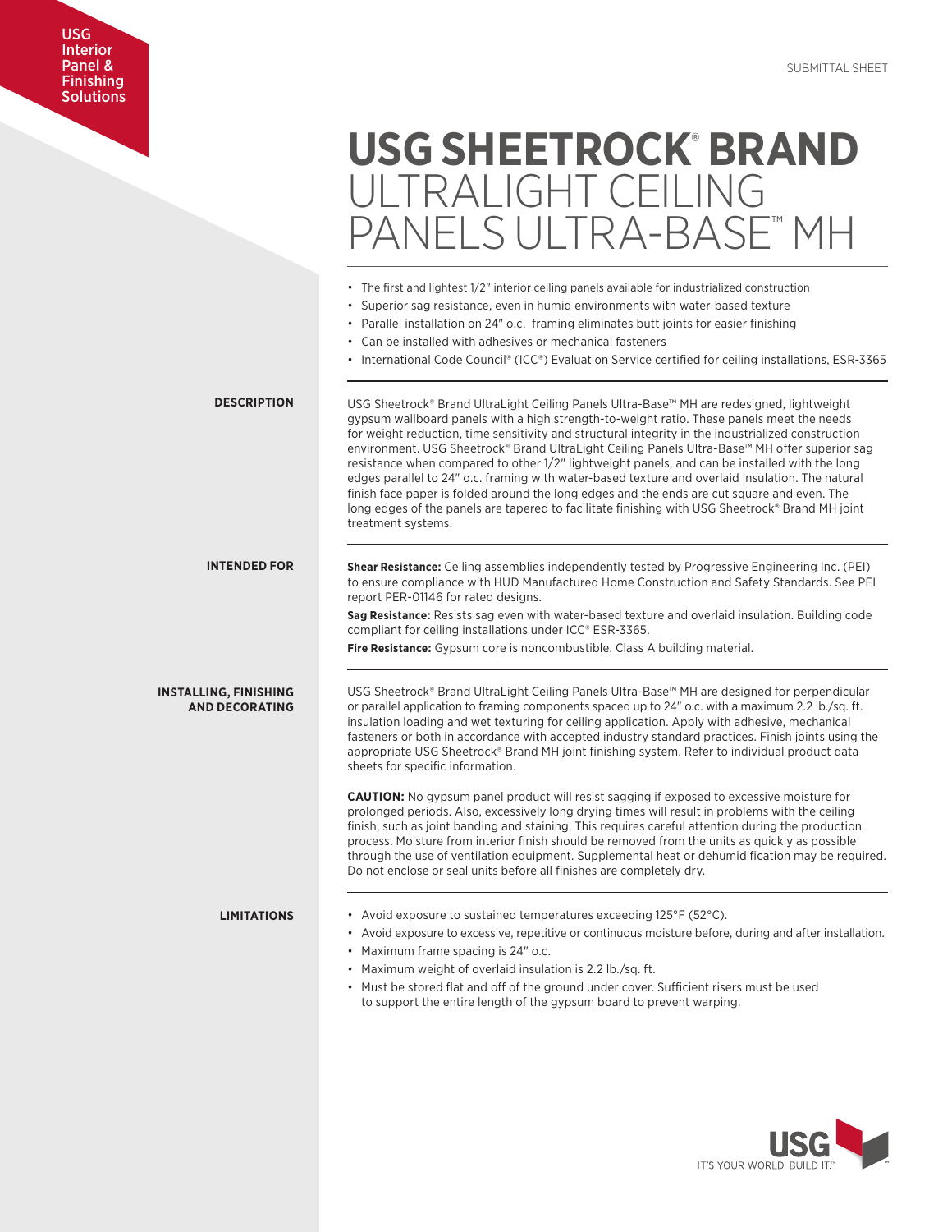USG Interior Panel & Finishing Solutions

SUBMITTAL SHEET

# USG SHEETROCK® BRAND ULTRALIGHT CEILING PANELS ULTRA-BASE™ MH

- The first and lightest 1/2" interior ceiling panels available for industrialized construction
- Superior sag resistance, even in humid environments with water-based texture
- Parallel installation on 24" o.c. framing eliminates butt joints for easier finishing
- Can be installed with adhesives or mechanical fasteners
- International Code Council® (ICC®) Evaluation Service certified for ceiling installations, ESR-3365

## DESCRIPTION

USG Sheetrock® Brand UltraLight Ceiling Panels Ultra-Base™ MH are redesigned, lightweight gypsum wallboard panels with a high strength-to-weight ratio. These panels meet the needs for weight reduction, time sensitivity and structural integrity in the industrialized construction environment. USG Sheetrock® Brand UltraLight Ceiling Panels Ultra-Base™ MH offer superior sag resistance when compared to other 1/2" lightweight panels, and can be installed with the long edges parallel to 24" o.c. framing with water-based texture and overlaid insulation. The natural finish face paper is folded around the long edges and the ends are cut square and even. The long edges of the panels are tapered to facilitate finishing with USG Sheetrock® Brand MH joint treatment systems.

## INTENDED FOR

**Shear Resistance:** Ceiling assemblies independently tested by Progressive Engineering Inc. (PEI) to ensure compliance with HUD Manufactured Home Construction and Safety Standards. See PEI report PER-01146 for rated designs.

**Sag Resistance:** Resists sag even with water-based texture and overlaid insulation. Building code compliant for ceiling installations under ICC® ESR-3365.

**Fire Resistance:** Gypsum core is noncombustible. Class A building material.

## INSTALLING, FINISHING AND DECORATING

USG Sheetrock® Brand UltraLight Ceiling Panels Ultra-Base™ MH are designed for perpendicular or parallel application to framing components spaced up to 24" o.c. with a maximum 2.2 lb./sq. ft. insulation loading and wet texturing for ceiling application. Apply with adhesive, mechanical fasteners or both in accordance with accepted industry standard practices. Finish joints using the appropriate USG Sheetrock® Brand MH joint finishing system. Refer to individual product data sheets for specific information.

**CAUTION:** No gypsum panel product will resist sagging if exposed to excessive moisture for prolonged periods. Also, excessively long drying times will result in problems with the ceiling finish, such as joint banding and staining. This requires careful attention during the production process. Moisture from interior finish should be removed from the units as quickly as possible through the use of ventilation equipment. Supplemental heat or dehumidification may be required. Do not enclose or seal units before all finishes are completely dry.

## LIMITATIONS

- Avoid exposure to sustained temperatures exceeding 125°F (52°C).
- Avoid exposure to excessive, repetitive or continuous moisture before, during and after installation.
- Maximum frame spacing is 24" o.c.
- Maximum weight of overlaid insulation is 2.2 lb./sq. ft.
- Must be stored flat and off of the ground under cover. Sufficient risers must be used to support the entire length of the gypsum board to prevent warping.

USG
IT'S YOUR WORLD. BUILD IT.™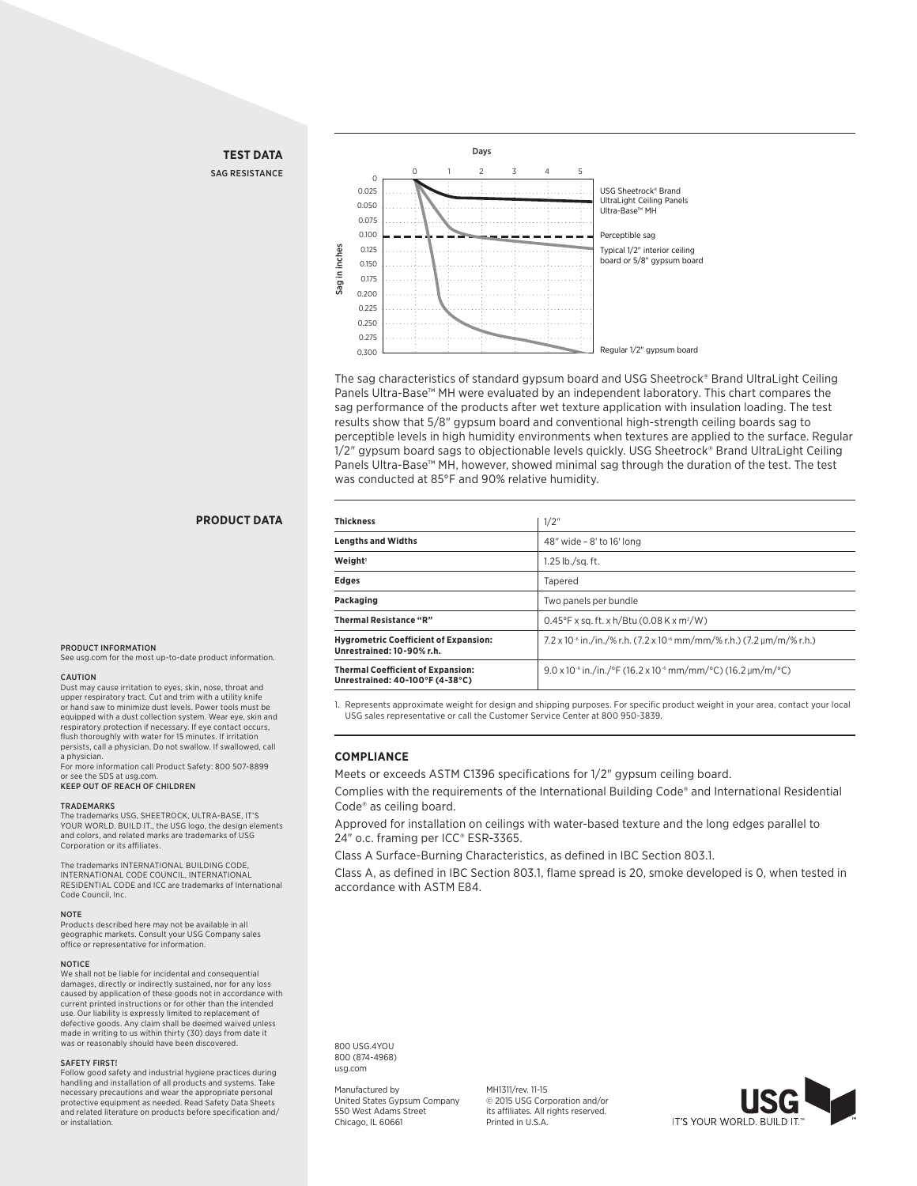## TEST DATA

SAG RESISTANCE

Days

0 1 2 3 4 5

Sag in inches

0
0.025
0.050
0.075
0.100
0.125
0.150
0.175
0.200
0.225
0.250
0.275
0.300

USG Sheetrock® Brand UltraLight Ceiling Panels Ultra-Base™ MH

Perceptible sag

Typical 1/2" interior ceiling board or 5/8" gypsum board

Regular 1/2" gypsum board

The sag characteristics of standard gypsum board and USG Sheetrock® Brand UltraLight Ceiling Panels Ultra-Base™ MH were evaluated by an independent laboratory. This chart compares the sag performance of the products after wet texture application with insulation loading. The test results show that 5/8" gypsum board and conventional high-strength ceiling boards sag to perceptible levels in high humidity environments when textures are applied to the surface. Regular 1/2" gypsum board sags to objectionable levels quickly. USG Sheetrock® Brand UltraLight Ceiling Panels Ultra-Base™ MH, however, showed minimal sag through the duration of the test. The test was conducted at 85°F and 90% relative humidity.

## PRODUCT DATA

| | |
|---|---|
| **Thickness** | 1/2" |
| **Lengths and Widths** | 48" wide – 8' to 16' long |
| **Weight**[1] | 1.25 lb./sq. ft. |
| **Edges** | Tapered |
| **Packaging** | Two panels per bundle |
| **Thermal Resistance "R"** | 0.45°F x sq. ft. x h/Btu (0.08 K x $m^2$/W) |
| **Hygrometric Coefficient of Expansion: Unrestrained: 10-90% r.h.** | 7.2 x $10^{-6}$ in./in./% r.h. (7.2 x $10^{-6}$ mm/mm/% r.h.) (7.2 µm/m/% r.h.) |
| **Thermal Coefficient of Expansion: Unrestrained: 40-100°F (4-38°C)** | 9.0 x $10^{-6}$ in./in./°F (16.2 x $10^{-6}$ mm/mm/°C) (16.2 µm/m/°C) |

1. Represents approximate weight for design and shipping purposes. For specific product weight in your area, contact your local USG sales representative or call the Customer Service Center at 800 950-3839.

### COMPLIANCE

Meets or exceeds ASTM C1396 specifications for 1/2" gypsum ceiling board.

Complies with the requirements of the International Building Code® and International Residential Code® as ceiling board.

Approved for installation on ceilings with water-based texture and the long edges parallel to 24" o.c. framing per ICC® ESR-3365.

Class A Surface-Burning Characteristics, as defined in IBC Section 803.1.

Class A, as defined in IBC Section 803.1, flame spread is 20, smoke developed is 0, when tested in accordance with ASTM E84.

**PRODUCT INFORMATION**
See usg.com for the most up-to-date product information.

**CAUTION**
Dust may cause irritation to eyes, skin, nose, throat and upper respiratory tract. Cut and trim with a utility knife or hand saw to minimize dust levels. Power tools must be equipped with a dust collection system. Wear eye, skin and respiratory protection if necessary. If eye contact occurs, flush thoroughly with water for 15 minutes. If irritation persists, call a physician. Do not swallow. If swallowed, call a physician.
For more information call Product Safety: 800 507-8899 or see the SDS at usg.com.
**KEEP OUT OF REACH OF CHILDREN**

**TRADEMARKS**
The trademarks USG, SHEETROCK, ULTRA-BASE, IT'S YOUR WORLD. BUILD IT., the USG logo, the design elements and colors, and related marks are trademarks of USG Corporation or its affiliates.

The trademarks INTERNATIONAL BUILDING CODE, INTERNATIONAL CODE COUNCIL, INTERNATIONAL RESIDENTIAL CODE and ICC are trademarks of International Code Council, Inc.

**NOTE**
Products described here may not be available in all geographic markets. Consult your USG Company sales office or representative for information.

**NOTICE**
We shall not be liable for incidental and consequential damages, directly or indirectly sustained, nor for any loss caused by application of these goods not in accordance with current printed instructions or for other than the intended use. Our liability is expressly limited to replacement of defective goods. Any claim shall be deemed waived unless made in writing to us within thirty (30) days from date it was or reasonably should have been discovered.

**SAFETY FIRST!**
Follow good safety and industrial hygiene practices during handling and installation of all products and systems. Take necessary precautions and wear the appropriate personal protective equipment as needed. Read Safety Data Sheets and related literature on products before specification and/or installation.

800 USG.4YOU
800 (874-4968)
usg.com

Manufactured by
United States Gypsum Company
550 West Adams Street
Chicago, IL 60661

MH1311/rev. 11-15
© 2015 USG Corporation and/or its affiliates. All rights reserved.
Printed in U.S.A.

USG
IT'S YOUR WORLD. BUILD IT.™